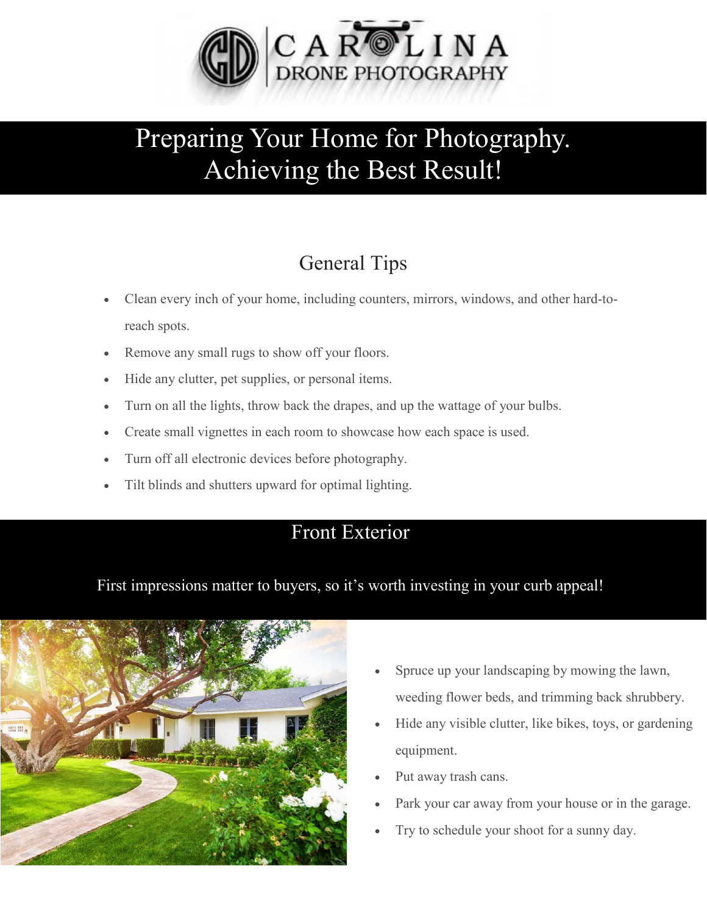# Preparing Your Home for Photography. Achieving the Best Result!

## General Tips

- Clean every inch of your home, including counters, mirrors, windows, and other hard-to-reach spots.
- Remove any small rugs to show off your floors.
- Hide any clutter, pet supplies, or personal items.
- Turn on all the lights, throw back the drapes, and up the wattage of your bulbs.
- Create small vignettes in each room to showcase how each space is used.
- Turn off all electronic devices before photography.
- Tilt blinds and shutters upward for optimal lighting.

## Front Exterior

First impressions matter to buyers, so it's worth investing in your curb appeal!

- Spruce up your landscaping by mowing the lawn, weeding flower beds, and trimming back shrubbery.
- Hide any visible clutter, like bikes, toys, or gardening equipment.
- Put away trash cans.
- Park your car away from your house or in the garage.
- Try to schedule your shoot for a sunny day.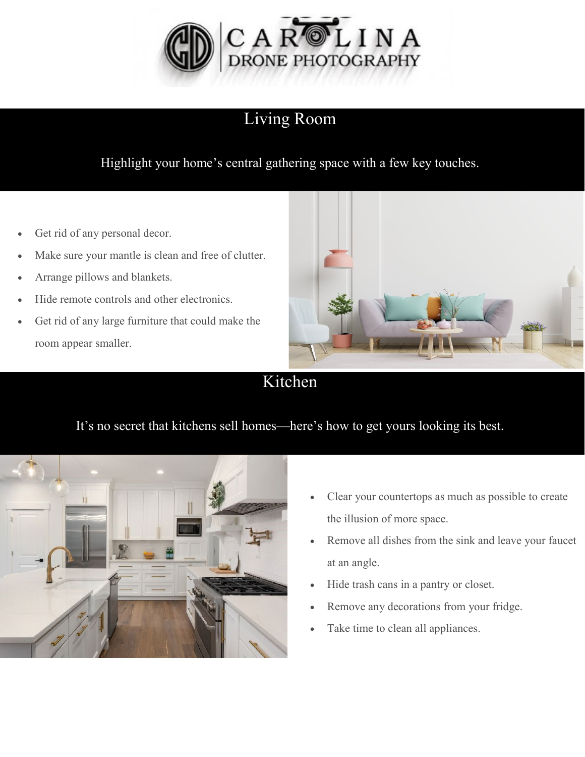CAROLINA DRONE PHOTOGRAPHY

## Living Room

Highlight your home's central gathering space with a few key touches.

- Get rid of any personal decor.
- Make sure your mantle is clean and free of clutter.
- Arrange pillows and blankets.
- Hide remote controls and other electronics.
- Get rid of any large furniture that could make the room appear smaller.

## Kitchen

It's no secret that kitchens sell homes—here's how to get yours looking its best.

- Clear your countertops as much as possible to create the illusion of more space.
- Remove all dishes from the sink and leave your faucet at an angle.
- Hide trash cans in a pantry or closet.
- Remove any decorations from your fridge.
- Take time to clean all appliances.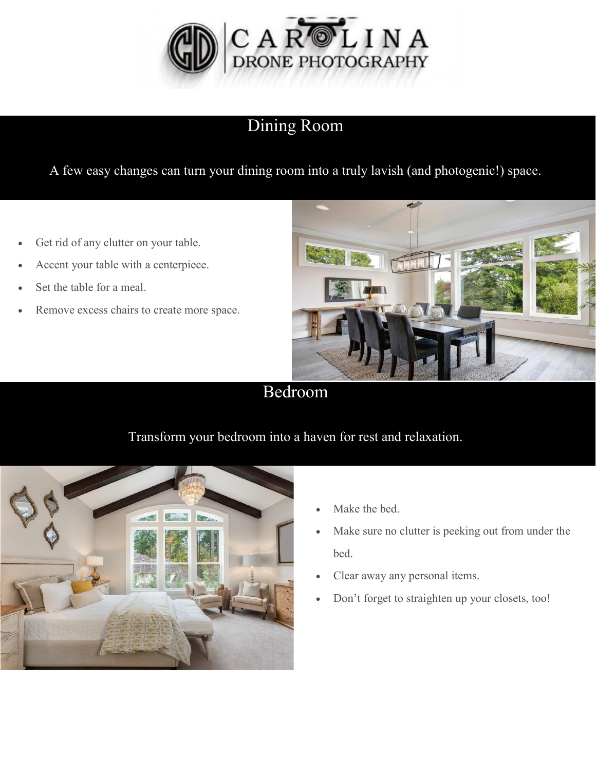# Dining Room

A few easy changes can turn your dining room into a truly lavish (and photogenic!) space.

- Get rid of any clutter on your table.
- Accent your table with a centerpiece.
- Set the table for a meal.
- Remove excess chairs to create more space.

# Bedroom

Transform your bedroom into a haven for rest and relaxation.

- Make the bed.
- Make sure no clutter is peeking out from under the bed.
- Clear away any personal items.
- Don't forget to straighten up your closets, too!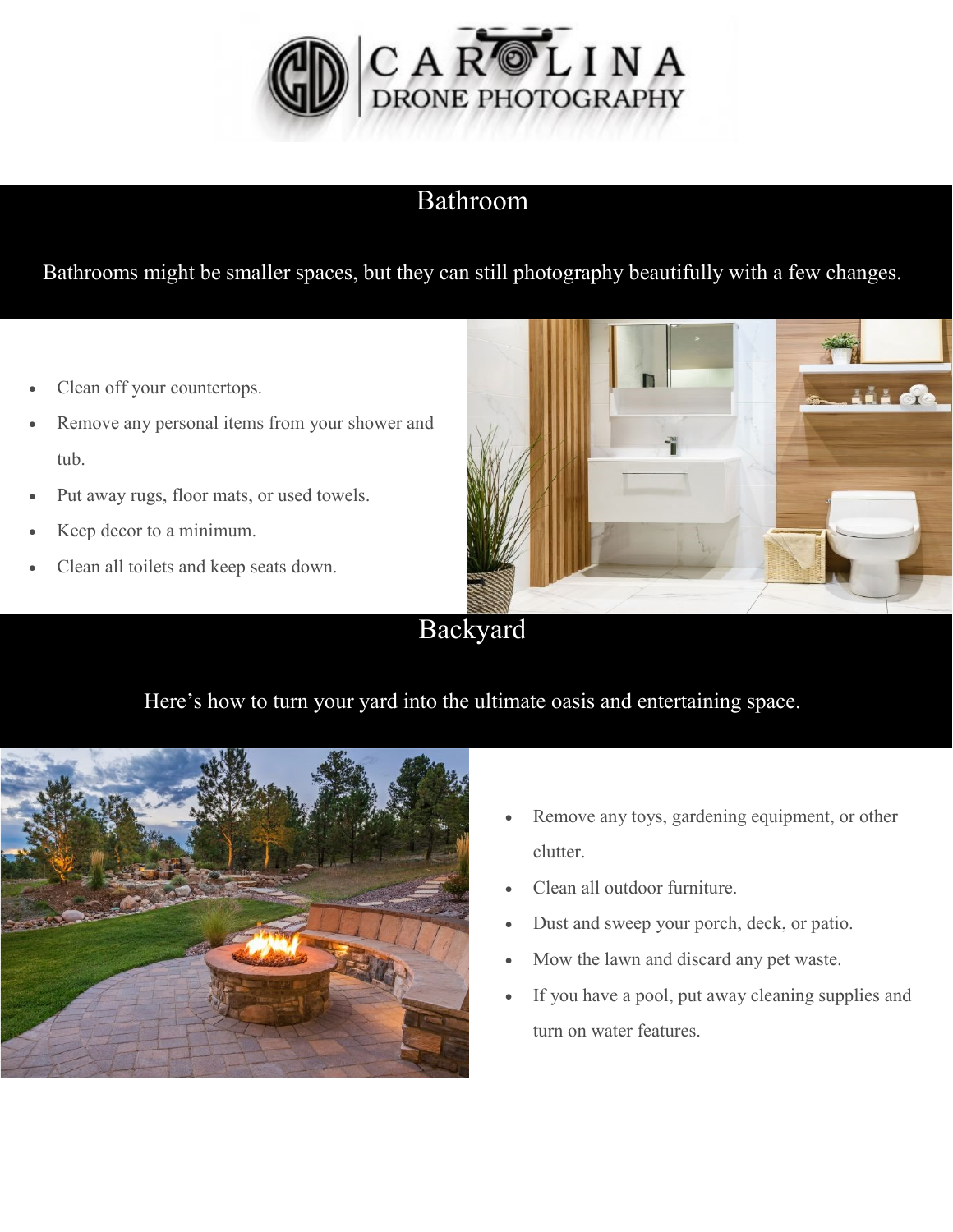CAROLINA DRONE PHOTOGRAPHY

## Bathroom

Bathrooms might be smaller spaces, but they can still photography beautifully with a few changes.

- Clean off your countertops.
- Remove any personal items from your shower and tub.
- Put away rugs, floor mats, or used towels.
- Keep decor to a minimum.
- Clean all toilets and keep seats down.

## Backyard

Here's how to turn your yard into the ultimate oasis and entertaining space.

- Remove any toys, gardening equipment, or other clutter.
- Clean all outdoor furniture.
- Dust and sweep your porch, deck, or patio.
- Mow the lawn and discard any pet waste.
- If you have a pool, put away cleaning supplies and turn on water features.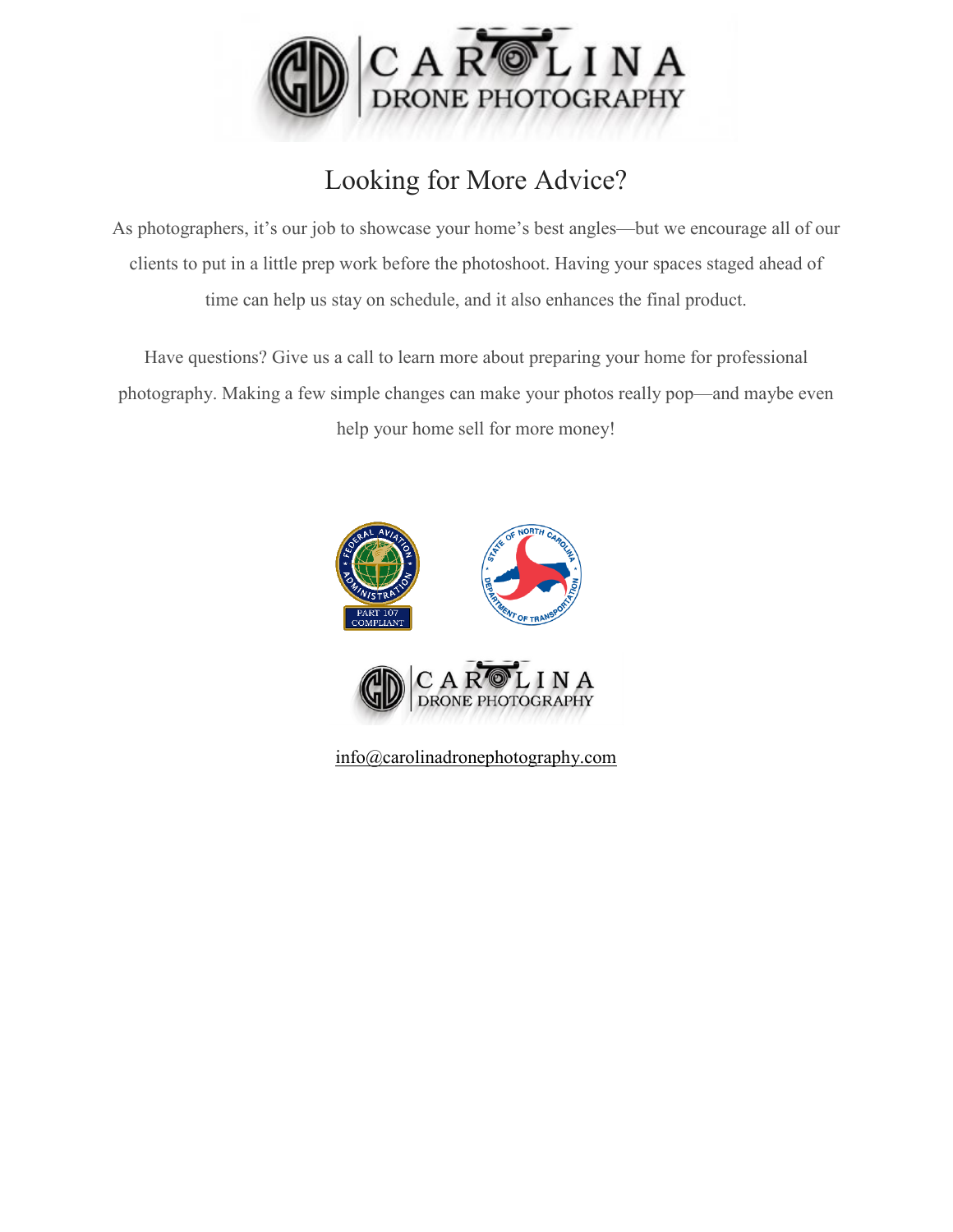# Looking for More Advice?

As photographers, it's our job to showcase your home's best angles—but we encourage all of our clients to put in a little prep work before the photoshoot. Having your spaces staged ahead of time can help us stay on schedule, and it also enhances the final product.

Have questions? Give us a call to learn more about preparing your home for professional photography. Making a few simple changes can make your photos really pop—and maybe even help your home sell for more money!

info@carolinadronephotography.com